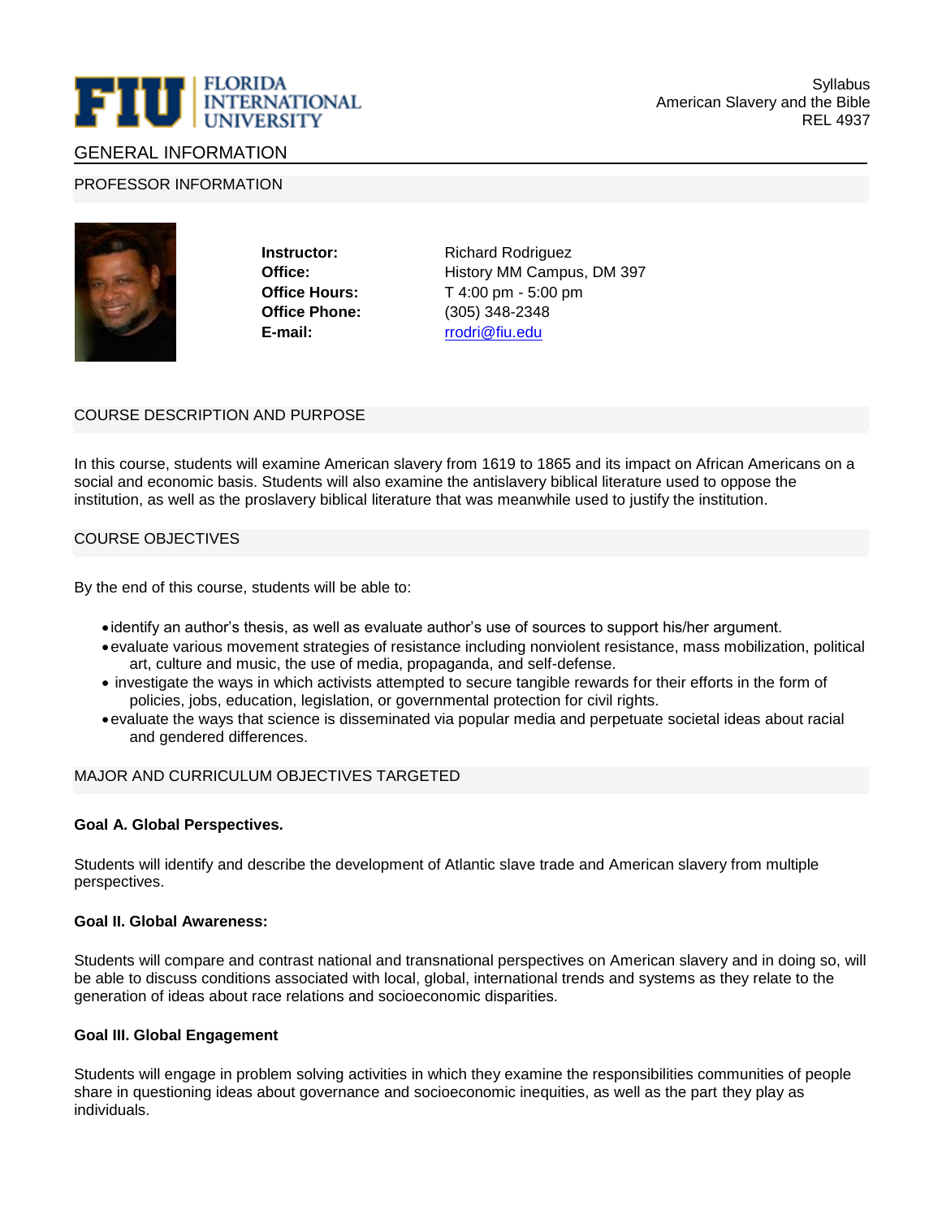FLORIDA INTERNATIONAL UNIVERSITY

Syllabus
American Slavery and the Bible
REL 4937

## GENERAL INFORMATION

### PROFESSOR INFORMATION

**Instructor:** Richard Rodriguez
**Office:** History MM Campus, DM 397
**Office Hours:** T 4:00 pm - 5:00 pm
**Office Phone:** (305) 348-2348
**E-mail:** rrodri@fiu.edu

### COURSE DESCRIPTION AND PURPOSE

In this course, students will examine American slavery from 1619 to 1865 and its impact on African Americans on a social and economic basis. Students will also examine the antislavery biblical literature used to oppose the institution, as well as the proslavery biblical literature that was meanwhile used to justify the institution.

### COURSE OBJECTIVES

By the end of this course, students will be able to:

- identify an author's thesis, as well as evaluate author's use of sources to support his/her argument.
- evaluate various movement strategies of resistance including nonviolent resistance, mass mobilization, political art, culture and music, the use of media, propaganda, and self-defense.
- investigate the ways in which activists attempted to secure tangible rewards for their efforts in the form of policies, jobs, education, legislation, or governmental protection for civil rights.
- evaluate the ways that science is disseminated via popular media and perpetuate societal ideas about racial and gendered differences.

### MAJOR AND CURRICULUM OBJECTIVES TARGETED

**Goal A. Global Perspectives.**

Students will identify and describe the development of Atlantic slave trade and American slavery from multiple perspectives.

**Goal II. Global Awareness:**

Students will compare and contrast national and transnational perspectives on American slavery and in doing so, will be able to discuss conditions associated with local, global, international trends and systems as they relate to the generation of ideas about race relations and socioeconomic disparities.

**Goal III. Global Engagement**

Students will engage in problem solving activities in which they examine the responsibilities communities of people share in questioning ideas about governance and socioeconomic inequities, as well as the part they play as individuals.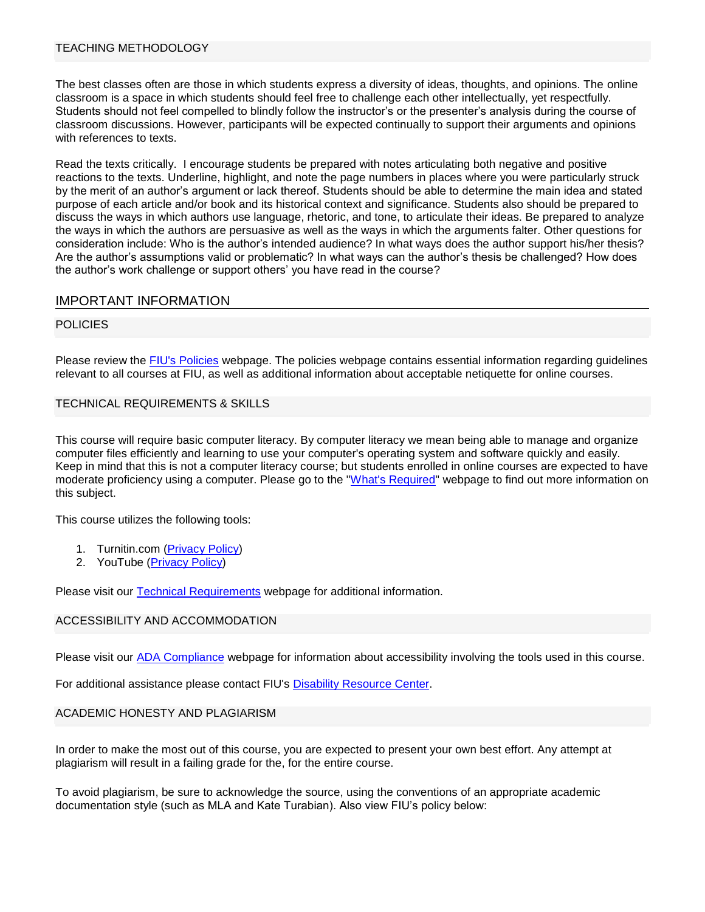### TEACHING METHODOLOGY

The best classes often are those in which students express a diversity of ideas, thoughts, and opinions. The online classroom is a space in which students should feel free to challenge each other intellectually, yet respectfully. Students should not feel compelled to blindly follow the instructor's or the presenter's analysis during the course of classroom discussions. However, participants will be expected continually to support their arguments and opinions with references to texts.

Read the texts critically. I encourage students be prepared with notes articulating both negative and positive reactions to the texts. Underline, highlight, and note the page numbers in places where you were particularly struck by the merit of an author's argument or lack thereof. Students should be able to determine the main idea and stated purpose of each article and/or book and its historical context and significance. Students also should be prepared to discuss the ways in which authors use language, rhetoric, and tone, to articulate their ideas. Be prepared to analyze the ways in which the authors are persuasive as well as the ways in which the arguments falter. Other questions for consideration include: Who is the author's intended audience? In what ways does the author support his/her thesis? Are the author's assumptions valid or problematic? In what ways can the author's thesis be challenged? How does the author's work challenge or support others' you have read in the course?

## IMPORTANT INFORMATION

### POLICIES

Please review the [FIU's Policies]() webpage. The policies webpage contains essential information regarding guidelines relevant to all courses at FIU, as well as additional information about acceptable netiquette for online courses.

### TECHNICAL REQUIREMENTS & SKILLS

This course will require basic computer literacy. By computer literacy we mean being able to manage and organize computer files efficiently and learning to use your computer's operating system and software quickly and easily. Keep in mind that this is not a computer literacy course; but students enrolled in online courses are expected to have moderate proficiency using a computer. Please go to the "[What's Required]()" webpage to find out more information on this subject.

This course utilizes the following tools:

1. Turnitin.com ([Privacy Policy]())
2. YouTube ([Privacy Policy]())

Please visit our [Technical Requirements]() webpage for additional information.

### ACCESSIBILITY AND ACCOMMODATION

Please visit our [ADA Compliance]() webpage for information about accessibility involving the tools used in this course.

For additional assistance please contact FIU's [Disability Resource Center]().

### ACADEMIC HONESTY AND PLAGIARISM

In order to make the most out of this course, you are expected to present your own best effort. Any attempt at plagiarism will result in a failing grade for the, for the entire course.

To avoid plagiarism, be sure to acknowledge the source, using the conventions of an appropriate academic documentation style (such as MLA and Kate Turabian). Also view FIU's policy below: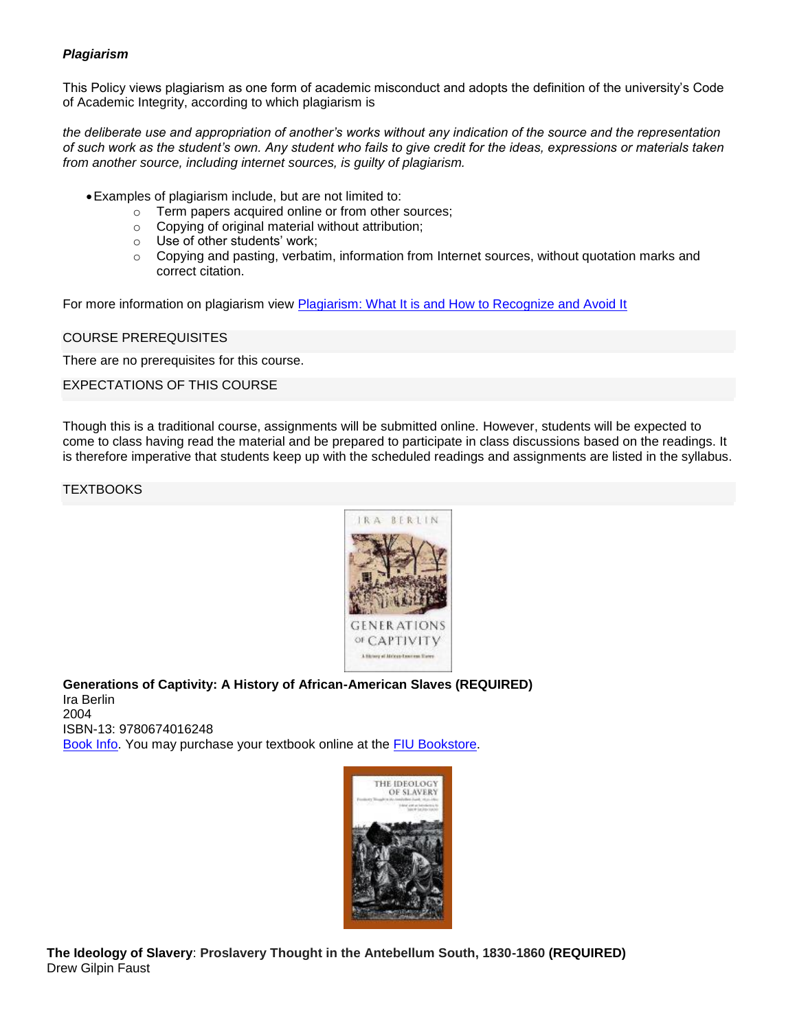***Plagiarism***

This Policy views plagiarism as one form of academic misconduct and adopts the definition of the university's Code of Academic Integrity, according to which plagiarism is

*the deliberate use and appropriation of another's works without any indication of the source and the representation of such work as the student's own. Any student who fails to give credit for the ideas, expressions or materials taken from another source, including internet sources, is guilty of plagiarism.*

- Examples of plagiarism include, but are not limited to:
  - Term papers acquired online or from other sources;
  - Copying of original material without attribution;
  - Use of other students' work;
  - Copying and pasting, verbatim, information from Internet sources, without quotation marks and correct citation.

For more information on plagiarism view [Plagiarism: What It is and How to Recognize and Avoid It]

## COURSE PREREQUISITES

There are no prerequisites for this course.

## EXPECTATIONS OF THIS COURSE

Though this is a traditional course, assignments will be submitted online. However, students will be expected to come to class having read the material and be prepared to participate in class discussions based on the readings. It is therefore imperative that students keep up with the scheduled readings and assignments are listed in the syllabus.

## TEXTBOOKS

**Generations of Captivity: A History of African-American Slaves (REQUIRED)**
Ira Berlin
2004
ISBN-13: 9780674016248
[Book Info]. You may purchase your textbook online at the [FIU Bookstore].

**The Ideology of Slavery**: **Proslavery Thought in the Antebellum South, 1830-1860 (REQUIRED)**
Drew Gilpin Faust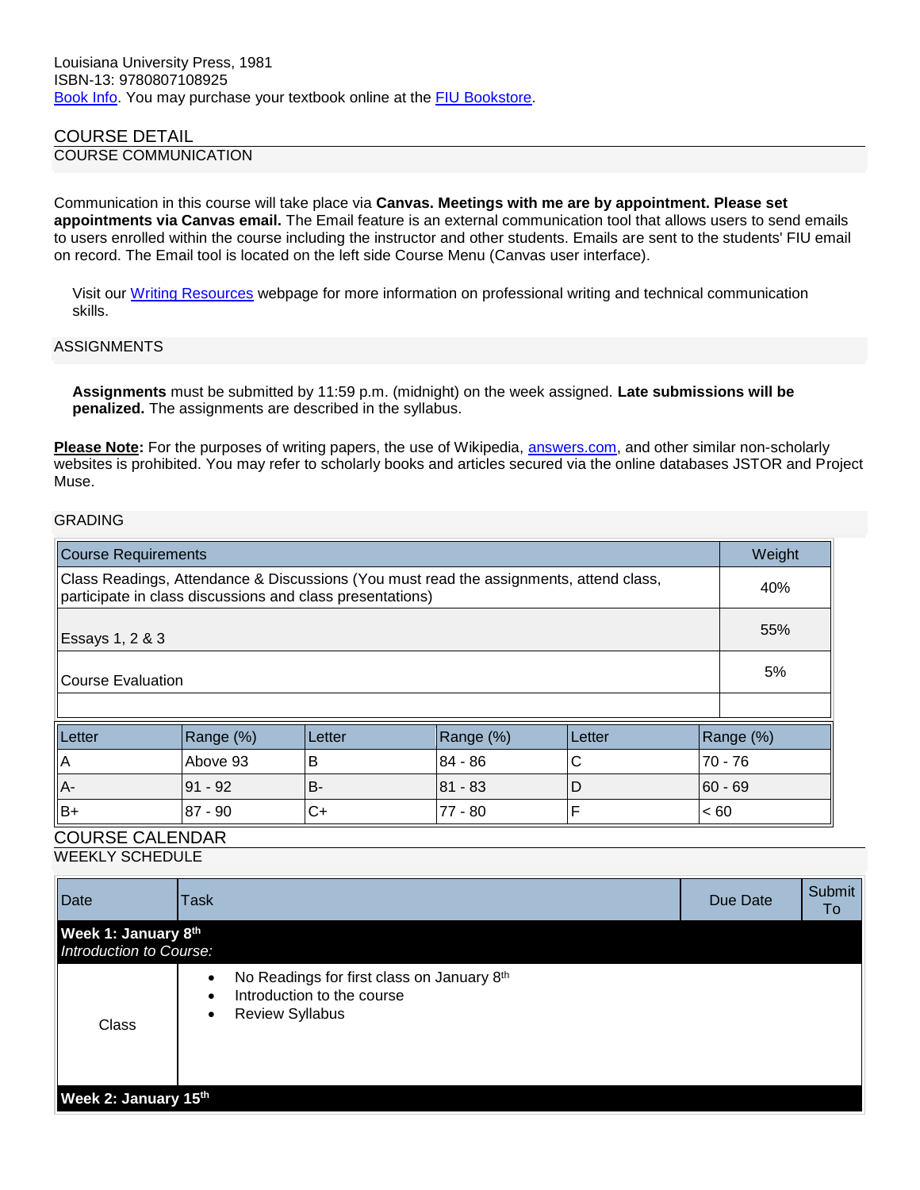Louisiana University Press, 1981
ISBN-13: 9780807108925
Book Info. You may purchase your textbook online at the FIU Bookstore.

## COURSE DETAIL

### COURSE COMMUNICATION

Communication in this course will take place via **Canvas. Meetings with me are by appointment. Please set appointments via Canvas email.** The Email feature is an external communication tool that allows users to send emails to users enrolled within the course including the instructor and other students. Emails are sent to the students' FIU email on record. The Email tool is located on the left side Course Menu (Canvas user interface).

Visit our Writing Resources webpage for more information on professional writing and technical communication skills.

### ASSIGNMENTS

**Assignments** must be submitted by 11:59 p.m. (midnight) on the week assigned. **Late submissions will be penalized.** The assignments are described in the syllabus.

**Please Note:** For the purposes of writing papers, the use of Wikipedia, answers.com, and other similar non-scholarly websites is prohibited. You may refer to scholarly books and articles secured via the online databases JSTOR and Project Muse.

### GRADING

| Course Requirements | Weight |
|---|---|
| Class Readings, Attendance & Discussions (You must read the assignments, attend class, participate in class discussions and class presentations) | 40% |
| Essays 1, 2 & 3 | 55% |
| Course Evaluation | 5% |
| | |

| Letter | Range (%) | Letter | Range (%) | Letter | Range (%) |
|---|---|---|---|---|---|
| A | Above 93 | B | 84 - 86 | C | 70 - 76 |
| A- | 91 - 92 | B- | 81 - 83 | D | 60 - 69 |
| B+ | 87 - 90 | C+ | 77 - 80 | F | < 60 |

## COURSE CALENDAR

### WEEKLY SCHEDULE

| Date | Task | Due Date | Submit To |
|---|---|---|---|
| **Week 1: January 8th** *Introduction to Course:* | | | |
| Class | • No Readings for first class on January 8th<br>• Introduction to the course<br>• Review Syllabus | | |
| **Week 2: January 15th** | | | |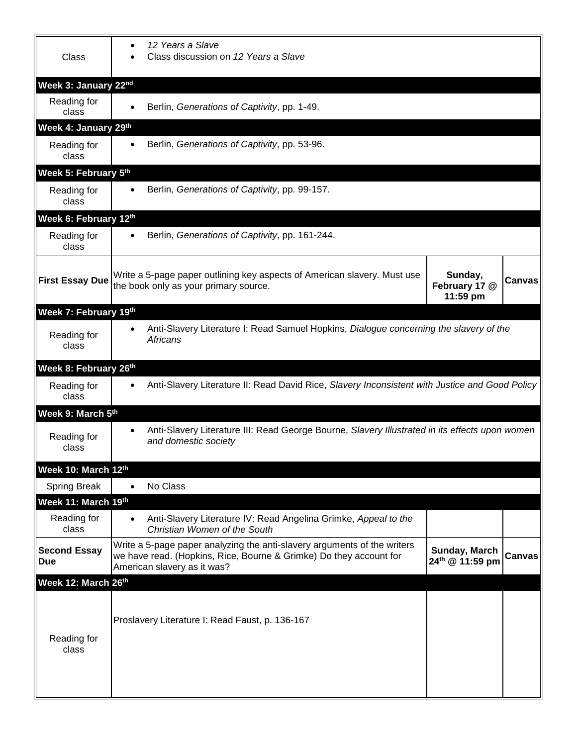| | | | |
|---|---|---|---|
| Class | • *12 Years a Slave*<br>• Class discussion on *12 Years a Slave* | | |
| **Week 3: January 22nd** | | | |
| Reading for class | • Berlin, *Generations of Captivity*, pp. 1-49. | | |
| **Week 4: January 29th** | | | |
| Reading for class | • Berlin, *Generations of Captivity*, pp. 53-96. | | |
| **Week 5: February 5th** | | | |
| Reading for class | • Berlin, *Generations of Captivity*, pp. 99-157. | | |
| **Week 6: February 12th** | | | |
| Reading for class | • Berlin, *Generations of Captivity*, pp. 161-244. | | |
| **First Essay Due** | Write a 5-page paper outlining key aspects of American slavery. Must use the book only as your primary source. | **Sunday, February 17 @ 11:59 pm** | **Canvas** |
| **Week 7: February 19th** | | | |
| Reading for class | • Anti-Slavery Literature I: Read Samuel Hopkins, *Dialogue concerning the slavery of the Africans* | | |
| **Week 8: February 26th** | | | |
| Reading for class | • Anti-Slavery Literature II: Read David Rice, *Slavery Inconsistent with Justice and Good Policy* | | |
| **Week 9: March 5th** | | | |
| Reading for class | • Anti-Slavery Literature III: Read George Bourne, *Slavery Illustrated in its effects upon women and domestic society* | | |
| **Week 10: March 12th** | | | |
| Spring Break | • No Class | | |
| **Week 11: March 19th** | | | |
| Reading for class | • Anti-Slavery Literature IV: Read Angelina Grimke, *Appeal to the Christian Women of the South* | | |
| **Second Essay Due** | Write a 5-page paper analyzing the anti-slavery arguments of the writers we have read. (Hopkins, Rice, Bourne & Grimke) Do they account for American slavery as it was? | **Sunday, March 24th @ 11:59 pm** | **Canvas** |
| **Week 12: March 26th** | | | |
| Reading for class | Proslavery Literature I: Read Faust, p. 136-167 | | |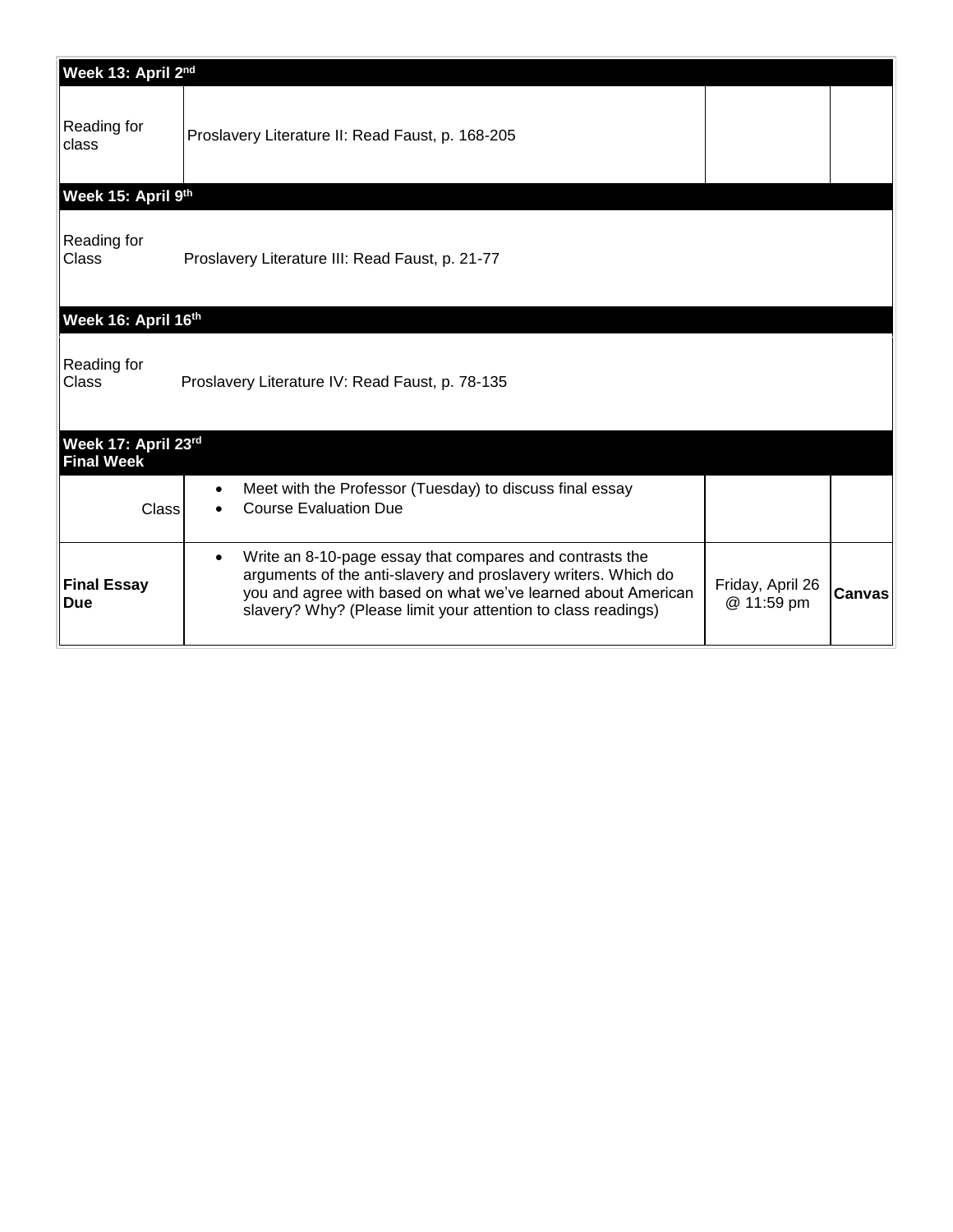| | | | |
|---|---|---|---|
| **Week 13: April 2nd** | | | |
| Reading for class | Proslavery Literature II: Read Faust, p. 168-205 | | |
| **Week 15: April 9th** | | | |
| Reading for Class | Proslavery Literature III: Read Faust, p. 21-77 | | |
| **Week 16: April 16th** | | | |
| Reading for Class | Proslavery Literature IV: Read Faust, p. 78-135 | | |
| **Week 17: April 23rd Final Week** | | | |
| Class | • Meet with the Professor (Tuesday) to discuss final essay<br>• Course Evaluation Due | | |
| **Final Essay Due** | • Write an 8-10-page essay that compares and contrasts the arguments of the anti-slavery and proslavery writers. Which do you and agree with based on what we've learned about American slavery? Why? (Please limit your attention to class readings) | Friday, April 26 @ 11:59 pm | **Canvas** |